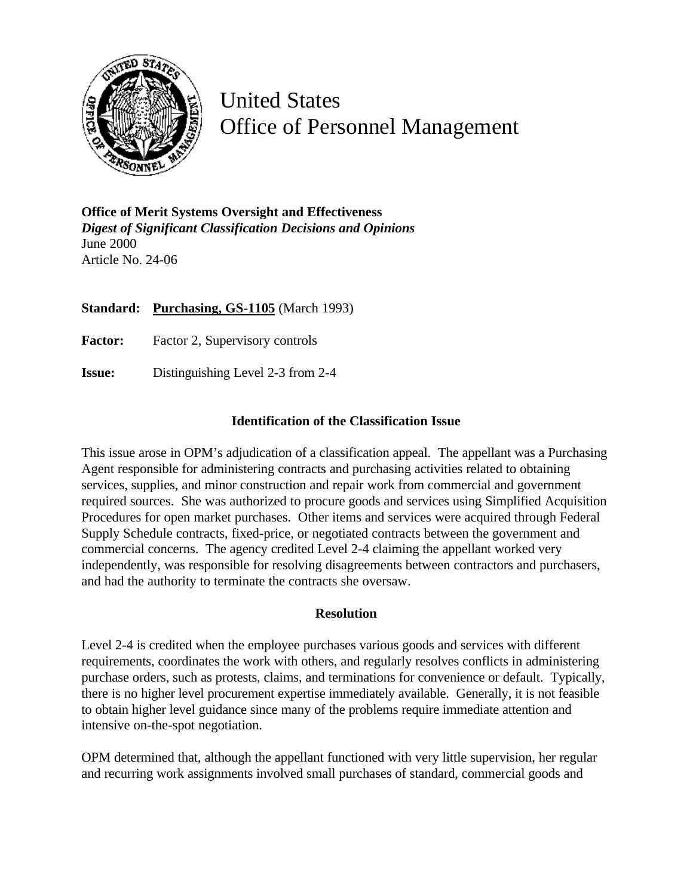# United States Office of Personnel Management

**Office of Merit Systems Oversight and Effectiveness**
***Digest of Significant Classification Decisions and Opinions***
June 2000
Article No. 24-06

**Standard:** **Purchasing, GS-1105** (March 1993)

**Factor:** Factor 2, Supervisory controls

**Issue:** Distinguishing Level 2-3 from 2-4

### Identification of the Classification Issue

This issue arose in OPM's adjudication of a classification appeal. The appellant was a Purchasing Agent responsible for administering contracts and purchasing activities related to obtaining services, supplies, and minor construction and repair work from commercial and government required sources. She was authorized to procure goods and services using Simplified Acquisition Procedures for open market purchases. Other items and services were acquired through Federal Supply Schedule contracts, fixed-price, or negotiated contracts between the government and commercial concerns. The agency credited Level 2-4 claiming the appellant worked very independently, was responsible for resolving disagreements between contractors and purchasers, and had the authority to terminate the contracts she oversaw.

### Resolution

Level 2-4 is credited when the employee purchases various goods and services with different requirements, coordinates the work with others, and regularly resolves conflicts in administering purchase orders, such as protests, claims, and terminations for convenience or default. Typically, there is no higher level procurement expertise immediately available. Generally, it is not feasible to obtain higher level guidance since many of the problems require immediate attention and intensive on-the-spot negotiation.

OPM determined that, although the appellant functioned with very little supervision, her regular and recurring work assignments involved small purchases of standard, commercial goods and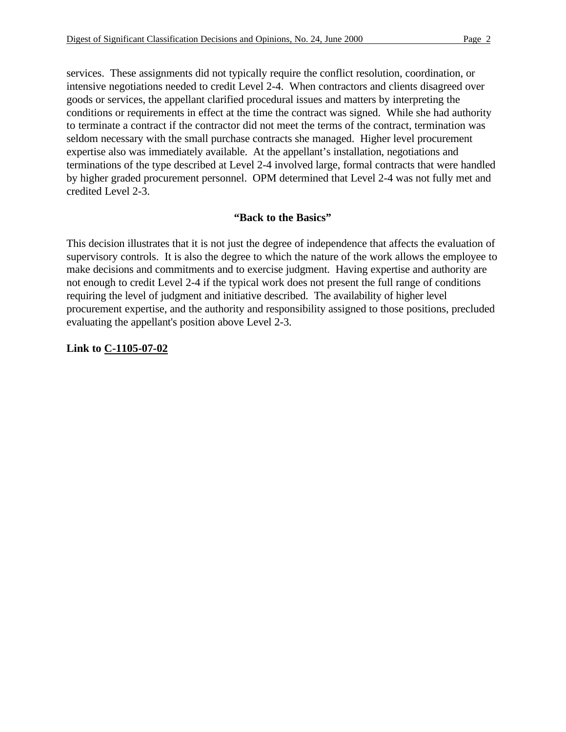services. These assignments did not typically require the conflict resolution, coordination, or intensive negotiations needed to credit Level 2-4. When contractors and clients disagreed over goods or services, the appellant clarified procedural issues and matters by interpreting the conditions or requirements in effect at the time the contract was signed. While she had authority to terminate a contract if the contractor did not meet the terms of the contract, termination was seldom necessary with the small purchase contracts she managed. Higher level procurement expertise also was immediately available. At the appellant's installation, negotiations and terminations of the type described at Level 2-4 involved large, formal contracts that were handled by higher graded procurement personnel. OPM determined that Level 2-4 was not fully met and credited Level 2-3.

### "Back to the Basics"

This decision illustrates that it is not just the degree of independence that affects the evaluation of supervisory controls. It is also the degree to which the nature of the work allows the employee to make decisions and commitments and to exercise judgment. Having expertise and authority are not enough to credit Level 2-4 if the typical work does not present the full range of conditions requiring the level of judgment and initiative described. The availability of higher level procurement expertise, and the authority and responsibility assigned to those positions, precluded evaluating the appellant's position above Level 2-3.

**Link to C-1105-07-02**